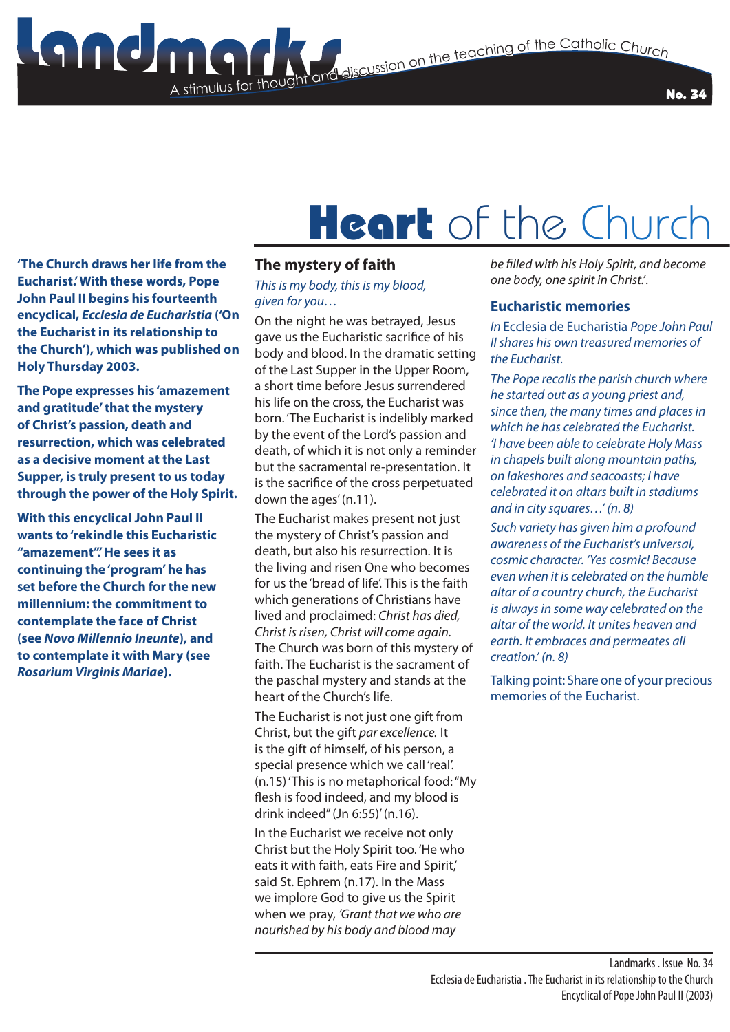# Landmarks

A stimulus for thought and discussion on the teaching of the Catholic Church

No. 34

# Heart of the Church

**'The Church draws her life from the Eucharist.' With these words, Pope John Paul II begins his fourteenth encyclical, *Ecclesia de Eucharistia* ('On the Eucharist in its relationship to the Church'), which was published on Holy Thursday 2003.**

**The Pope expresses his 'amazement and gratitude' that the mystery of Christ's passion, death and resurrection, which was celebrated as a decisive moment at the Last Supper, is truly present to us today through the power of the Holy Spirit.**

**With this encyclical John Paul II wants to 'rekindle this Eucharistic "amazement".' He sees it as continuing the 'program' he has set before the Church for the new millennium: the commitment to contemplate the face of Christ (see *Novo Millennio Ineunte*), and to contemplate it with Mary (see *Rosarium Virginis Mariae*).**

## The mystery of faith

*This is my body, this is my blood, given for you…*

On the night he was betrayed, Jesus gave us the Eucharistic sacrifice of his body and blood. In the dramatic setting of the Last Supper in the Upper Room, a short time before Jesus surrendered his life on the cross, the Eucharist was born. 'The Eucharist is indelibly marked by the event of the Lord's passion and death, of which it is not only a reminder but the sacramental re-presentation. It is the sacrifice of the cross perpetuated down the ages' (n.11).

The Eucharist makes present not just the mystery of Christ's passion and death, but also his resurrection. It is the living and risen One who becomes for us the 'bread of life'. This is the faith which generations of Christians have lived and proclaimed: *Christ has died, Christ is risen, Christ will come again.* The Church was born of this mystery of faith. The Eucharist is the sacrament of the paschal mystery and stands at the heart of the Church's life.

The Eucharist is not just one gift from Christ, but the gift *par excellence.* It is the gift of himself, of his person, a special presence which we call 'real'. (n.15) 'This is no metaphorical food: "My flesh is food indeed, and my blood is drink indeed" (Jn 6:55)' (n.16).

In the Eucharist we receive not only Christ but the Holy Spirit too. 'He who eats it with faith, eats Fire and Spirit,' said St. Ephrem (n.17). In the Mass we implore God to give us the Spirit when we pray, *'Grant that we who are nourished by his body and blood may be filled with his Holy Spirit, and become one body, one spirit in Christ.'*.

## Eucharistic memories

*In* Ecclesia de Eucharistia *Pope John Paul II shares his own treasured memories of the Eucharist.*

*The Pope recalls the parish church where he started out as a young priest and, since then, the many times and places in which he has celebrated the Eucharist. 'I have been able to celebrate Holy Mass in chapels built along mountain paths, on lakeshores and seacoasts; I have celebrated it on altars built in stadiums and in city squares…' (n. 8)*

*Such variety has given him a profound awareness of the Eucharist's universal, cosmic character. 'Yes cosmic! Because even when it is celebrated on the humble altar of a country church, the Eucharist is always in some way celebrated on the altar of the world. It unites heaven and earth. It embraces and permeates all creation.' (n. 8)*

Talking point: Share one of your precious memories of the Eucharist.

Landmarks . Issue No. 34
Ecclesia de Eucharistia . The Eucharist in its relationship to the Church
Encyclical of Pope John Paul II (2003)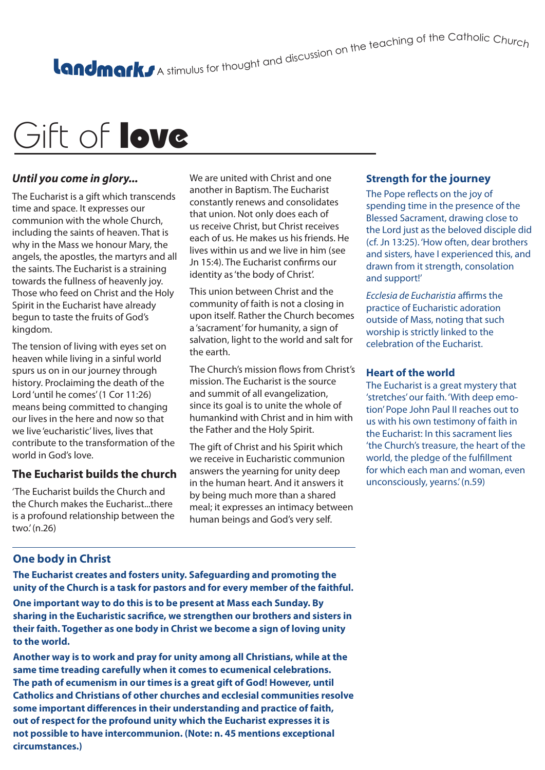**Landmarks** A stimulus for thought and discussion on the teaching of the Catholic Church

# Gift of **love**

### *Until you come in glory...*

The Eucharist is a gift which transcends time and space. It expresses our communion with the whole Church, including the saints of heaven. That is why in the Mass we honour Mary, the angels, the apostles, the martyrs and all the saints. The Eucharist is a straining towards the fullness of heavenly joy. Those who feed on Christ and the Holy Spirit in the Eucharist have already begun to taste the fruits of God's kingdom.

The tension of living with eyes set on heaven while living in a sinful world spurs us on in our journey through history. Proclaiming the death of the Lord 'until he comes' (1 Cor 11:26) means being committed to changing our lives in the here and now so that we live 'eucharistic' lives, lives that contribute to the transformation of the world in God's love.

### The Eucharist builds the church

'The Eucharist builds the Church and the Church makes the Eucharist...there is a profound relationship between the two.' (n.26)

We are united with Christ and one another in Baptism. The Eucharist constantly renews and consolidates that union. Not only does each of us receive Christ, but Christ receives each of us. He makes us his friends. He lives within us and we live in him (see Jn 15:4). The Eucharist confirms our identity as 'the body of Christ'.

This union between Christ and the community of faith is not a closing in upon itself. Rather the Church becomes a 'sacrament' for humanity, a sign of salvation, light to the world and salt for the earth.

The Church's mission flows from Christ's mission. The Eucharist is the source and summit of all evangelization, since its goal is to unite the whole of humankind with Christ and in him with the Father and the Holy Spirit.

The gift of Christ and his Spirit which we receive in Eucharistic communion answers the yearning for unity deep in the human heart. And it answers it by being much more than a shared meal; it expresses an intimacy between human beings and God's very self.

### Strength for the journey

The Pope reflects on the joy of spending time in the presence of the Blessed Sacrament, drawing close to the Lord just as the beloved disciple did (cf. Jn 13:25). 'How often, dear brothers and sisters, have I experienced this, and drawn from it strength, consolation and support!'

*Ecclesia de Eucharistia* affirms the practice of Eucharistic adoration outside of Mass, noting that such worship is strictly linked to the celebration of the Eucharist.

### Heart of the world

The Eucharist is a great mystery that 'stretches' our faith. 'With deep emotion' Pope John Paul II reaches out to us with his own testimony of faith in the Eucharist: In this sacrament lies 'the Church's treasure, the heart of the world, the pledge of the fulfillment for which each man and woman, even unconsciously, yearns.' (n.59)

### One body in Christ

**The Eucharist creates and fosters unity. Safeguarding and promoting the unity of the Church is a task for pastors and for every member of the faithful.**

**One important way to do this is to be present at Mass each Sunday. By sharing in the Eucharistic sacrifice, we strengthen our brothers and sisters in their faith. Together as one body in Christ we become a sign of loving unity to the world.**

**Another way is to work and pray for unity among all Christians, while at the same time treading carefully when it comes to ecumenical celebrations. The path of ecumenism in our times is a great gift of God! However, until Catholics and Christians of other churches and ecclesial communities resolve some important differences in their understanding and practice of faith, out of respect for the profound unity which the Eucharist expresses it is not possible to have intercommunion. (Note: n. 45 mentions exceptional circumstances.)**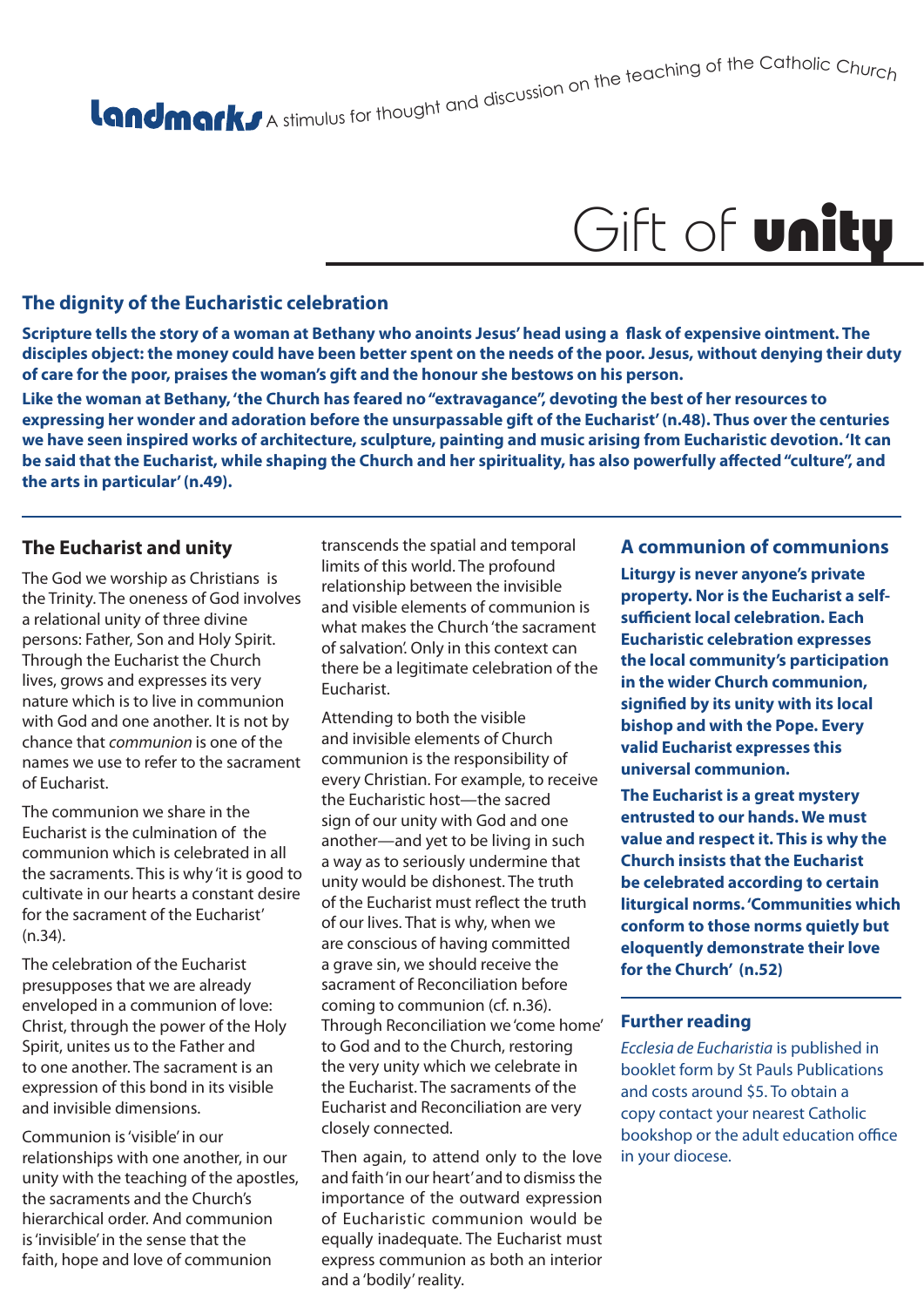**Landmarks** A stimulus for thought and discussion on the teaching of the Catholic Church

# Gift of **unity**

## The dignity of the Eucharistic celebration

**Scripture tells the story of a woman at Bethany who anoints Jesus' head using a flask of expensive ointment. The disciples object: the money could have been better spent on the needs of the poor. Jesus, without denying their duty of care for the poor, praises the woman's gift and the honour she bestows on his person.**

**Like the woman at Bethany, 'the Church has feared no "extravagance", devoting the best of her resources to expressing her wonder and adoration before the unsurpassable gift of the Eucharist' (n.48). Thus over the centuries we have seen inspired works of architecture, sculpture, painting and music arising from Eucharistic devotion. 'It can be said that the Eucharist, while shaping the Church and her spirituality, has also powerfully affected "culture", and the arts in particular' (n.49).**

## The Eucharist and unity

The God we worship as Christians is the Trinity. The oneness of God involves a relational unity of three divine persons: Father, Son and Holy Spirit. Through the Eucharist the Church lives, grows and expresses its very nature which is to live in communion with God and one another. It is not by chance that *communion* is one of the names we use to refer to the sacrament of Eucharist.

The communion we share in the Eucharist is the culmination of the communion which is celebrated in all the sacraments. This is why 'it is good to cultivate in our hearts a constant desire for the sacrament of the Eucharist' (n.34).

The celebration of the Eucharist presupposes that we are already enveloped in a communion of love: Christ, through the power of the Holy Spirit, unites us to the Father and to one another. The sacrament is an expression of this bond in its visible and invisible dimensions.

Communion is 'visible' in our relationships with one another, in our unity with the teaching of the apostles, the sacraments and the Church's hierarchical order. And communion is 'invisible' in the sense that the faith, hope and love of communion transcends the spatial and temporal limits of this world. The profound relationship between the invisible and visible elements of communion is what makes the Church 'the sacrament of salvation'. Only in this context can there be a legitimate celebration of the Eucharist.

Attending to both the visible and invisible elements of Church communion is the responsibility of every Christian. For example, to receive the Eucharistic host—the sacred sign of our unity with God and one another—and yet to be living in such a way as to seriously undermine that unity would be dishonest. The truth of the Eucharist must reflect the truth of our lives. That is why, when we are conscious of having committed a grave sin, we should receive the sacrament of Reconciliation before coming to communion (cf. n.36). Through Reconciliation we 'come home' to God and to the Church, restoring the very unity which we celebrate in the Eucharist. The sacraments of the Eucharist and Reconciliation are very closely connected.

Then again, to attend only to the love and faith 'in our heart' and to dismiss the importance of the outward expression of Eucharistic communion would be equally inadequate. The Eucharist must express communion as both an interior and a 'bodily' reality.

## A communion of communions

**Liturgy is never anyone's private property. Nor is the Eucharist a self-sufficient local celebration. Each Eucharistic celebration expresses the local community's participation in the wider Church communion, signified by its unity with its local bishop and with the Pope. Every valid Eucharist expresses this universal communion.**

**The Eucharist is a great mystery entrusted to our hands. We must value and respect it. This is why the Church insists that the Eucharist be celebrated according to certain liturgical norms. 'Communities which conform to those norms quietly but eloquently demonstrate their love for the Church' (n.52)**

## Further reading

*Ecclesia de Eucharistia* is published in booklet form by St Pauls Publications and costs around $5. To obtain a copy contact your nearest Catholic bookshop or the adult education office in your diocese.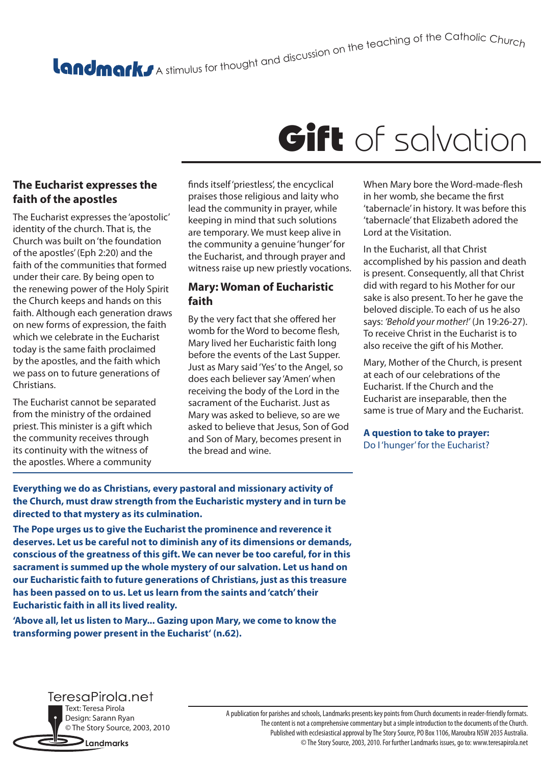**Landmarks** A stimulus for thought and discussion on the teaching of the Catholic Church

# Gift of salvation

## The Eucharist expresses the faith of the apostles

The Eucharist expresses the 'apostolic' identity of the church. That is, the Church was built on 'the foundation of the apostles' (Eph 2:20) and the faith of the communities that formed under their care. By being open to the renewing power of the Holy Spirit the Church keeps and hands on this faith. Although each generation draws on new forms of expression, the faith which we celebrate in the Eucharist today is the same faith proclaimed by the apostles, and the faith which we pass on to future generations of Christians.

The Eucharist cannot be separated from the ministry of the ordained priest. This minister is a gift which the community receives through its continuity with the witness of the apostles. Where a community finds itself 'priestless', the encyclical praises those religious and laity who lead the community in prayer, while keeping in mind that such solutions are temporary. We must keep alive in the community a genuine 'hunger' for the Eucharist, and through prayer and witness raise up new priestly vocations.

## Mary: Woman of Eucharistic faith

By the very fact that she offered her womb for the Word to become flesh, Mary lived her Eucharistic faith long before the events of the Last Supper. Just as Mary said 'Yes' to the Angel, so does each believer say 'Amen' when receiving the body of the Lord in the sacrament of the Eucharist. Just as Mary was asked to believe, so are we asked to believe that Jesus, Son of God and Son of Mary, becomes present in the bread and wine.

When Mary bore the Word-made-flesh in her womb, she became the first 'tabernacle' in history. It was before this 'tabernacle' that Elizabeth adored the Lord at the Visitation.

In the Eucharist, all that Christ accomplished by his passion and death is present. Consequently, all that Christ did with regard to his Mother for our sake is also present. To her he gave the beloved disciple. To each of us he also says: *'Behold your mother!'* (Jn 19:26-27). To receive Christ in the Eucharist is to also receive the gift of his Mother.

Mary, Mother of the Church, is present at each of our celebrations of the Eucharist. If the Church and the Eucharist are inseparable, then the same is true of Mary and the Eucharist.

**A question to take to prayer:**
Do I 'hunger' for the Eucharist?

**Everything we do as Christians, every pastoral and missionary activity of the Church, must draw strength from the Eucharistic mystery and in turn be directed to that mystery as its culmination.**

**The Pope urges us to give the Eucharist the prominence and reverence it deserves. Let us be careful not to diminish any of its dimensions or demands, conscious of the greatness of this gift. We can never be too careful, for in this sacrament is summed up the whole mystery of our salvation. Let us hand on our Eucharistic faith to future generations of Christians, just as this treasure has been passed on to us. Let us learn from the saints and 'catch' their Eucharistic faith in all its lived reality.**

**'Above all, let us listen to Mary... Gazing upon Mary, we come to know the transforming power present in the Eucharist' (n.62).**

TeresaPirola.net
Text: Teresa Pirola
Design: Sarann Ryan
© The Story Source, 2003, 2010
Landmarks

A publication for parishes and schools, Landmarks presents key points from Church documents in reader-friendly formats. The content is not a comprehensive commentary but a simple introduction to the documents of the Church. Published with ecclesiastical approval by The Story Source, PO Box 1106, Maroubra NSW 2035 Australia. © The Story Source, 2003, 2010. For further Landmarks issues, go to: www.teresapirola.net